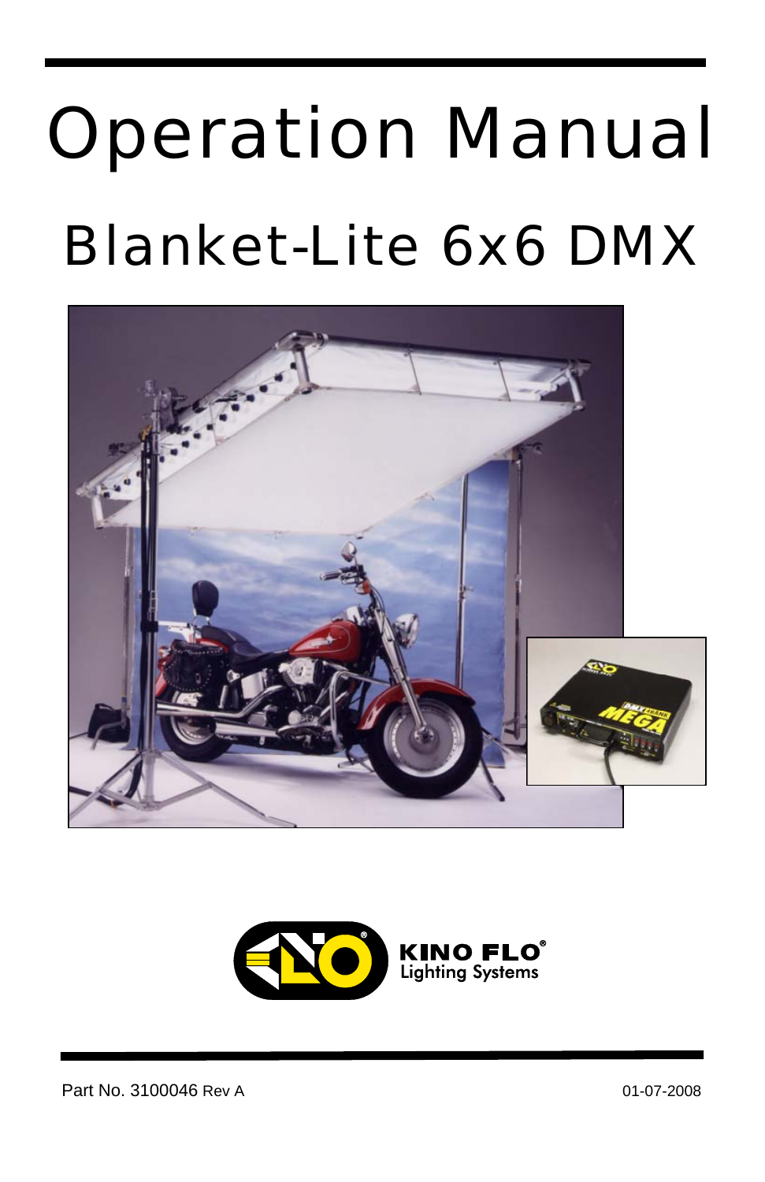# Operation Manual

## Blanket-Lite 6x6 DMX

KINO FLO®
Lighting Systems

Part No. 3100046 Rev A

01-07-2008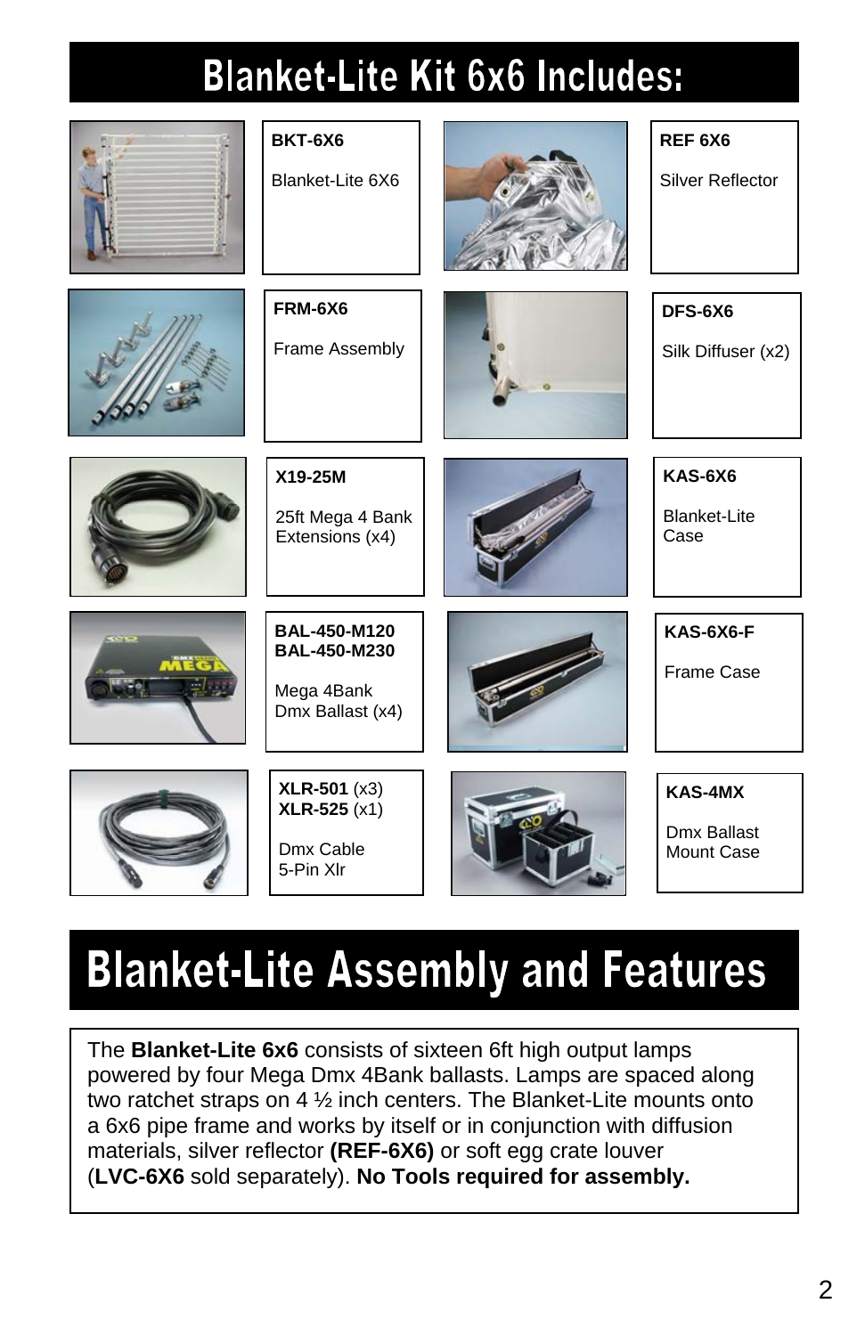# Blanket-Lite Kit 6x6 Includes:

**BKT-6X6**

Blanket-Lite 6X6

**REF 6X6**

Silver Reflector

**FRM-6X6**

Frame Assembly

**DFS-6X6**

Silk Diffuser (x2)

**X19-25M**

25ft Mega 4 Bank Extensions (x4)

**KAS-6X6**

Blanket-Lite Case

**BAL-450-M120**
**BAL-450-M230**

Mega 4Bank Dmx Ballast (x4)

**KAS-6X6-F**

Frame Case

**XLR-501** (x3)
**XLR-525** (x1)

Dmx Cable 5-Pin Xlr

**KAS-4MX**

Dmx Ballast Mount Case

# Blanket-Lite Assembly and Features

The **Blanket-Lite 6x6** consists of sixteen 6ft high output lamps powered by four Mega Dmx 4Bank ballasts. Lamps are spaced along two ratchet straps on 4 ½ inch centers. The Blanket-Lite mounts onto a 6x6 pipe frame and works by itself or in conjunction with diffusion materials, silver reflector **(REF-6X6)** or soft egg crate louver (**LVC-6X6** sold separately). **No Tools required for assembly.**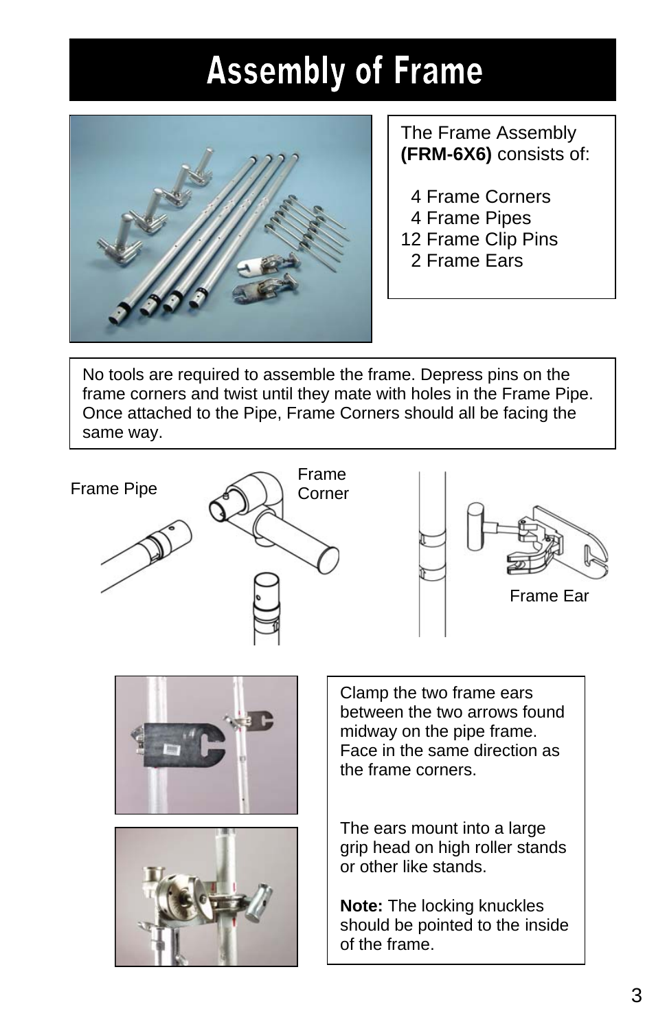# Assembly of Frame

The Frame Assembly **(FRM-6X6)** consists of:

- 4 Frame Corners
- 4 Frame Pipes
- 12 Frame Clip Pins
- 2 Frame Ears

No tools are required to assemble the frame. Depress pins on the frame corners and twist until they mate with holes in the Frame Pipe. Once attached to the Pipe, Frame Corners should all be facing the same way.

Frame Pipe

Frame Corner

Frame Ear

Clamp the two frame ears between the two arrows found midway on the pipe frame. Face in the same direction as the frame corners.

The ears mount into a large grip head on high roller stands or other like stands.

**Note:** The locking knuckles should be pointed to the inside of the frame.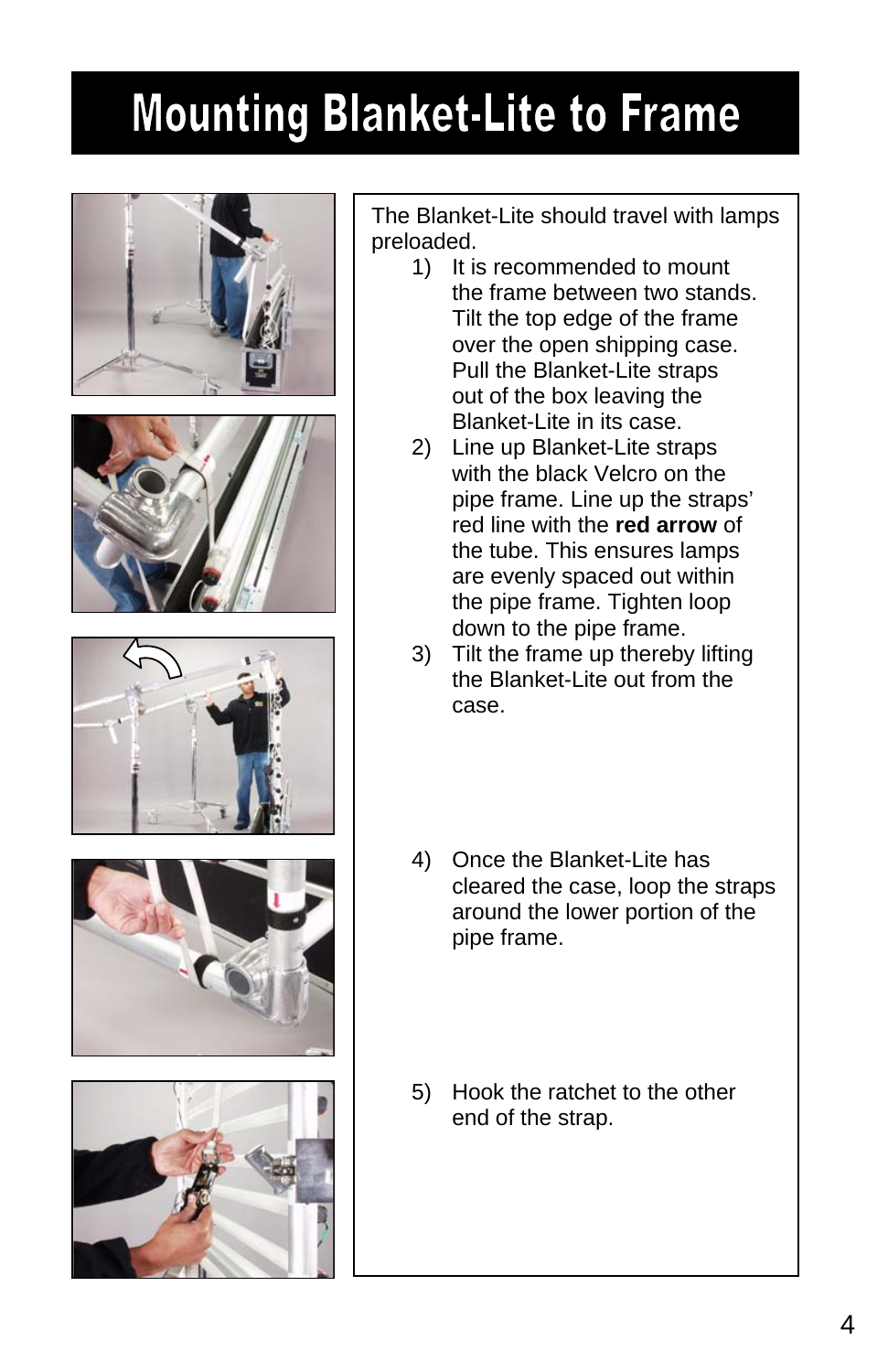# Mounting Blanket-Lite to Frame

The Blanket-Lite should travel with lamps preloaded.

1) It is recommended to mount the frame between two stands. Tilt the top edge of the frame over the open shipping case. Pull the Blanket-Lite straps out of the box leaving the Blanket-Lite in its case.
2) Line up Blanket-Lite straps with the black Velcro on the pipe frame. Line up the straps' red line with the **red arrow** of the tube. This ensures lamps are evenly spaced out within the pipe frame. Tighten loop down to the pipe frame.
3) Tilt the frame up thereby lifting the Blanket-Lite out from the case.
4) Once the Blanket-Lite has cleared the case, loop the straps around the lower portion of the pipe frame.
5) Hook the ratchet to the other end of the strap.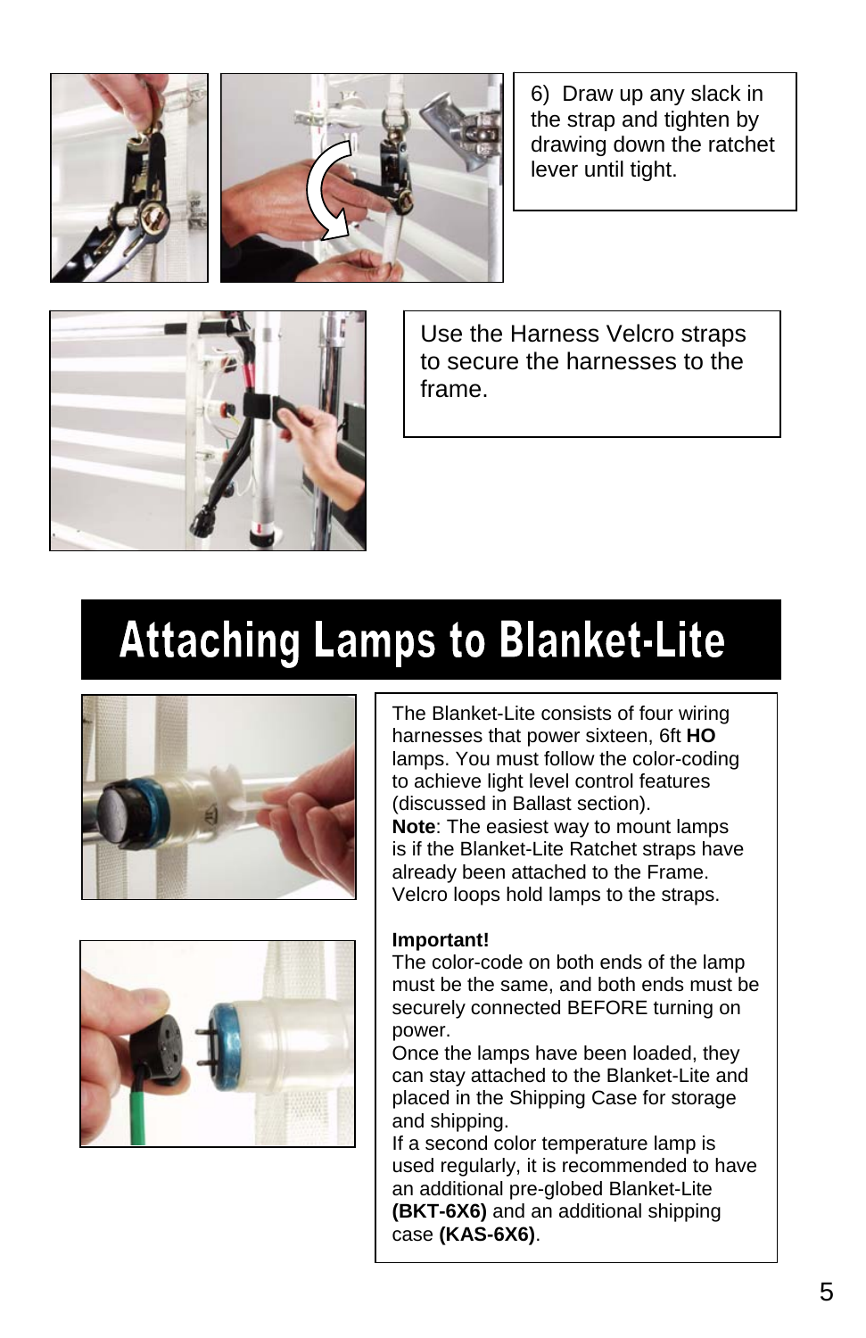6) Draw up any slack in the strap and tighten by drawing down the ratchet lever until tight.

Use the Harness Velcro straps to secure the harnesses to the frame.

# Attaching Lamps to Blanket-Lite

The Blanket-Lite consists of four wiring harnesses that power sixteen, 6ft **HO** lamps. You must follow the color-coding to achieve light level control features (discussed in Ballast section).

**Note**: The easiest way to mount lamps is if the Blanket-Lite Ratchet straps have already been attached to the Frame. Velcro loops hold lamps to the straps.

**Important!**

The color-code on both ends of the lamp must be the same, and both ends must be securely connected BEFORE turning on power.

Once the lamps have been loaded, they can stay attached to the Blanket-Lite and placed in the Shipping Case for storage and shipping.

If a second color temperature lamp is used regularly, it is recommended to have an additional pre-globed Blanket-Lite **(BKT-6X6)** and an additional shipping case **(KAS-6X6)**.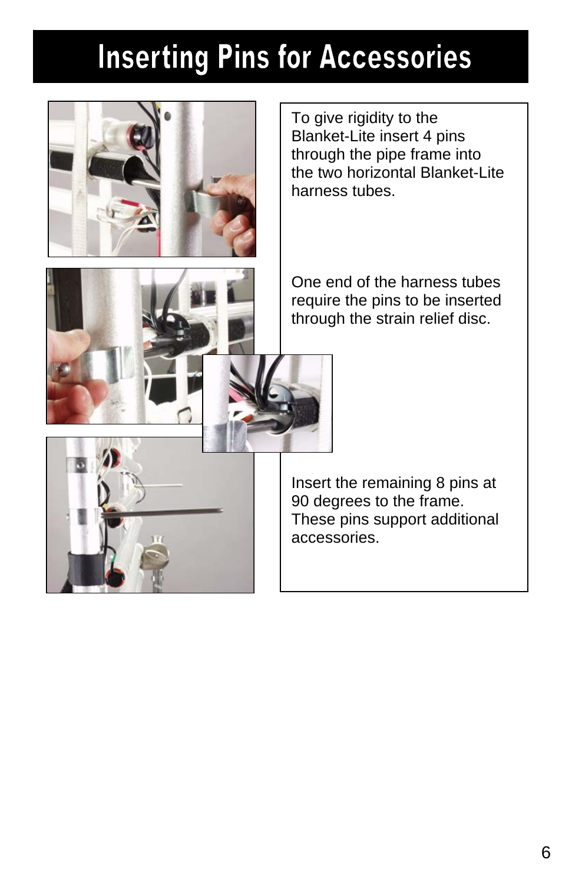# Inserting Pins for Accessories

To give rigidity to the Blanket-Lite insert 4 pins through the pipe frame into the two horizontal Blanket-Lite harness tubes.

One end of the harness tubes require the pins to be inserted through the strain relief disc.

Insert the remaining 8 pins at 90 degrees to the frame. These pins support additional accessories.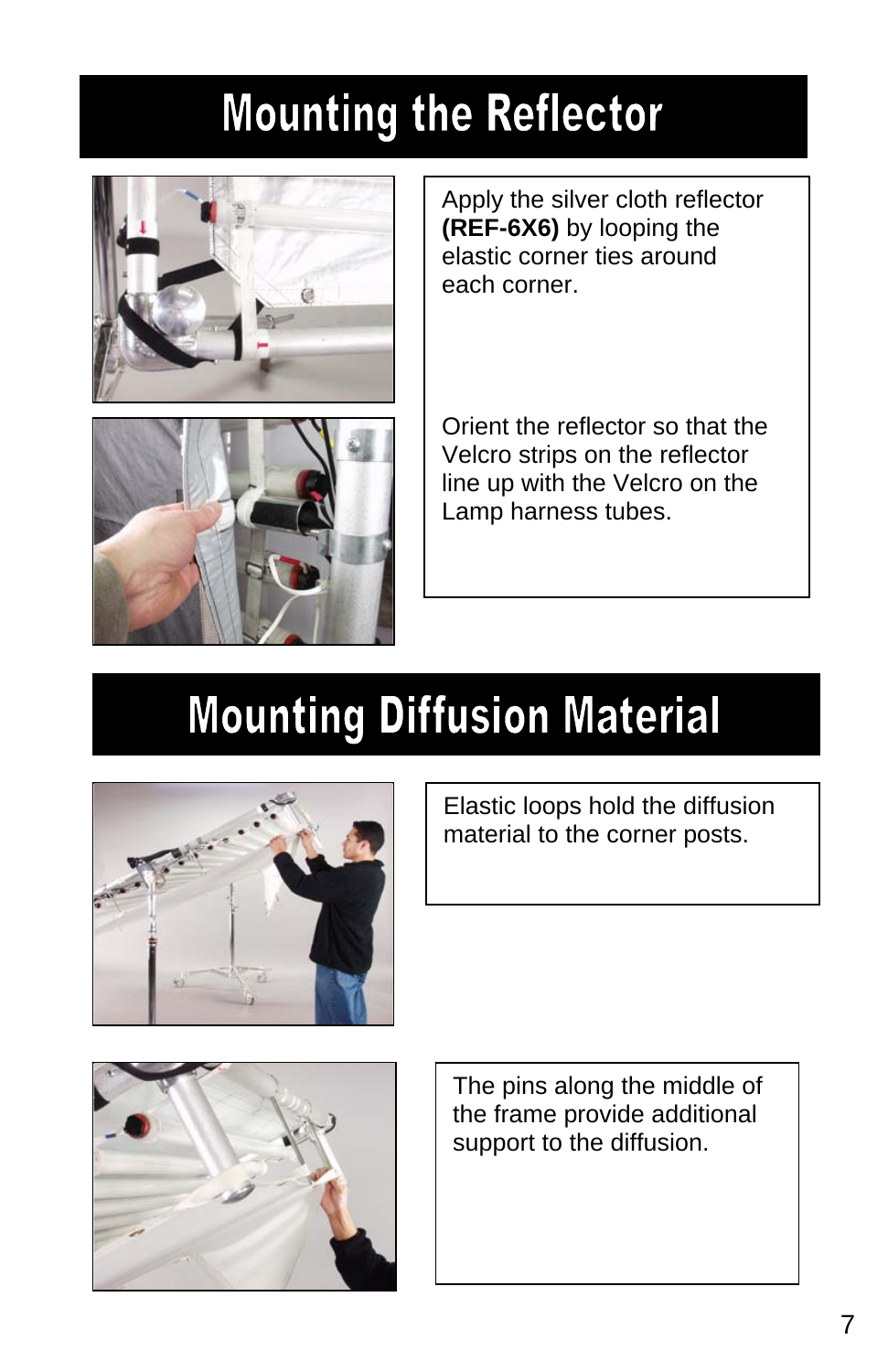# Mounting the Reflector

Apply the silver cloth reflector **(REF-6X6)** by looping the elastic corner ties around each corner.

Orient the reflector so that the Velcro strips on the reflector line up with the Velcro on the Lamp harness tubes.

# Mounting Diffusion Material

Elastic loops hold the diffusion material to the corner posts.

The pins along the middle of the frame provide additional support to the diffusion.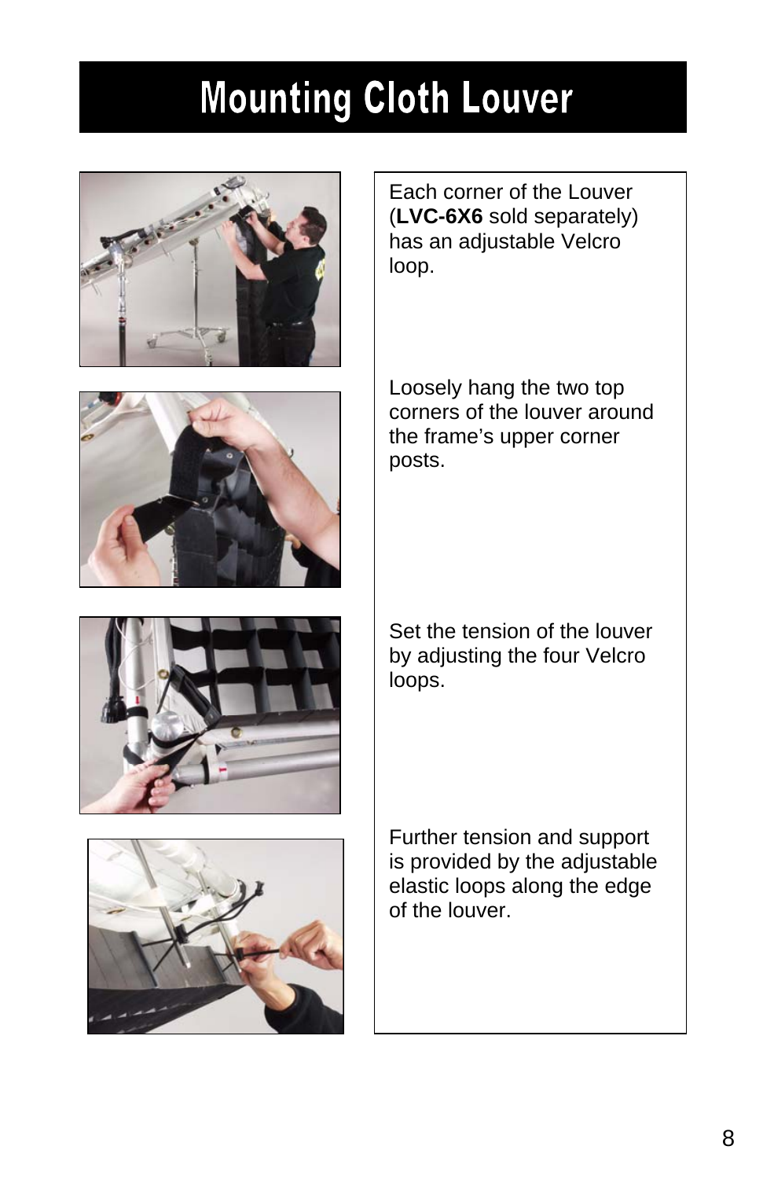# Mounting Cloth Louver

Each corner of the Louver (**LVC-6X6** sold separately) has an adjustable Velcro loop.

Loosely hang the two top corners of the louver around the frame's upper corner posts.

Set the tension of the louver by adjusting the four Velcro loops.

Further tension and support is provided by the adjustable elastic loops along the edge of the louver.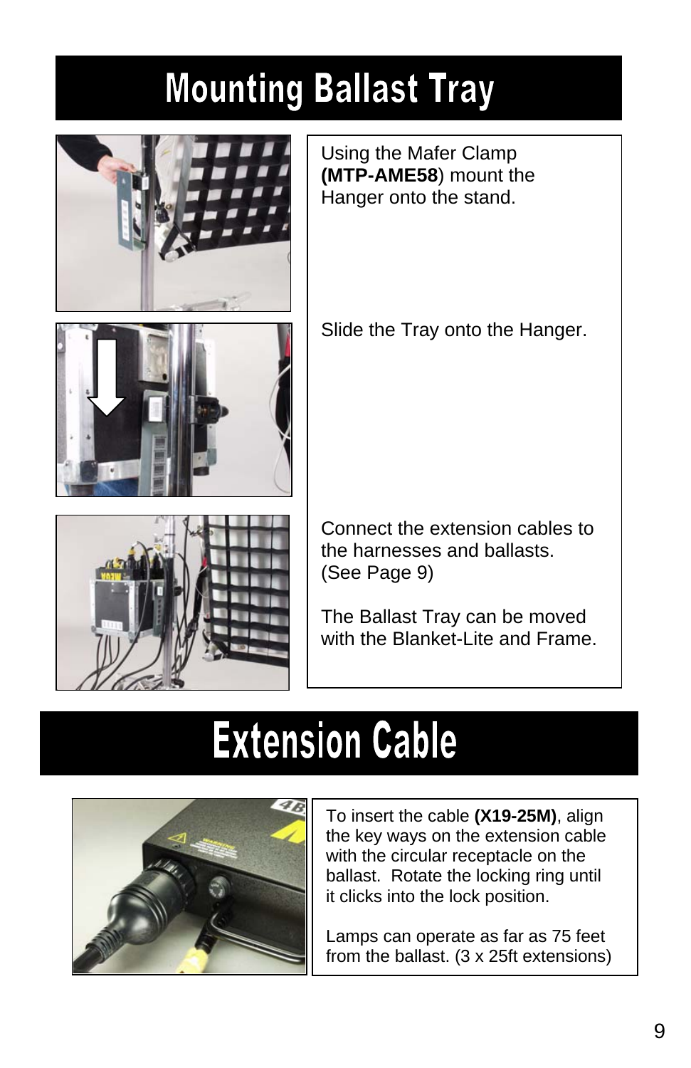# Mounting Ballast Tray

Using the Mafer Clamp **(MTP-AME58**) mount the Hanger onto the stand.

Slide the Tray onto the Hanger.

Connect the extension cables to the harnesses and ballasts. (See Page 9)

The Ballast Tray can be moved with the Blanket-Lite and Frame.

# Extension Cable

To insert the cable **(X19-25M)**, align the key ways on the extension cable with the circular receptacle on the ballast. Rotate the locking ring until it clicks into the lock position.

Lamps can operate as far as 75 feet from the ballast. (3 x 25ft extensions)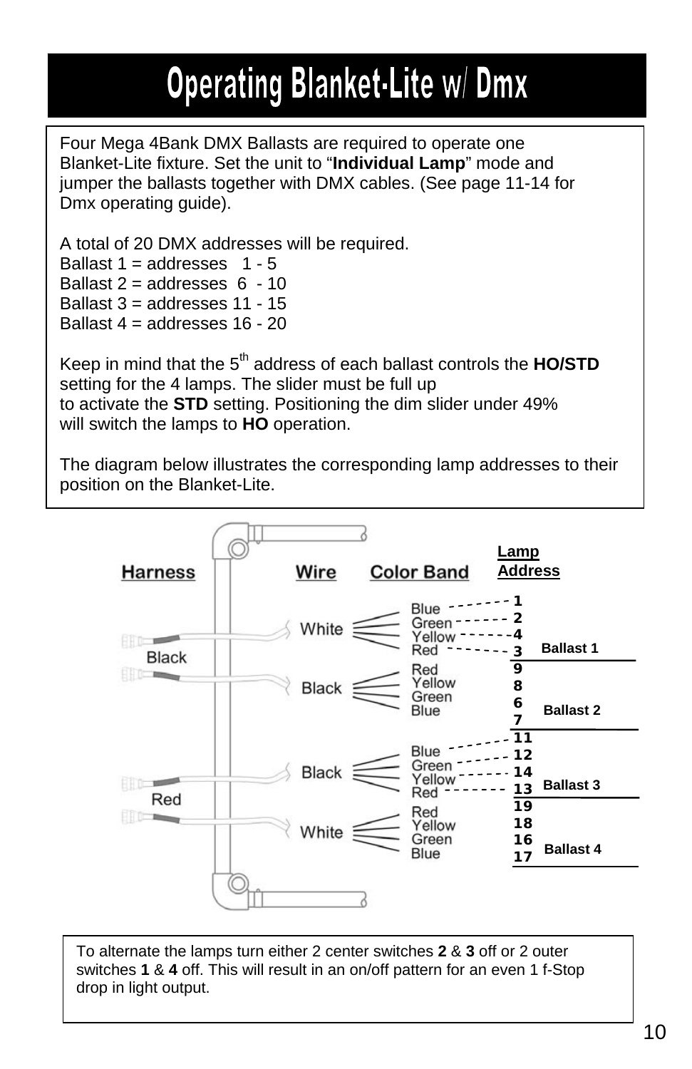# Operating Blanket-Lite w/ Dmx

Four Mega 4Bank DMX Ballasts are required to operate one Blanket-Lite fixture. Set the unit to "**Individual Lamp**" mode and jumper the ballasts together with DMX cables. (See page 11-14 for Dmx operating guide).

A total of 20 DMX addresses will be required.
Ballast 1 = addresses 1 - 5
Ballast 2 = addresses 6 - 10
Ballast 3 = addresses 11 - 15
Ballast 4 = addresses 16 - 20

Keep in mind that the 5th address of each ballast controls the **HO/STD** setting for the 4 lamps. The slider must be full up to activate the **STD** setting. Positioning the dim slider under 49% will switch the lamps to **HO** operation.

The diagram below illustrates the corresponding lamp addresses to their position on the Blanket-Lite.

| Harness | Wire | Color Band | Lamp Address | Ballast |
|---|---|---|---|---|
| Black | White | Blue | 1 | Ballast 1 |
| | | Green | 2 | |
| | | Yellow | 4 | |
| | | Red | 3 | |
| | Black | Red | 9 | Ballast 2 |
| | | Yellow | 8 | |
| | | Green | 6 | |
| | | Blue | 7 | |
| Red | Black | Blue | 11 | Ballast 3 |
| | | Green | 12 | |
| | | Yellow | 14 | |
| | | Red | 13 | |
| | White | Red | 19 | Ballast 4 |
| | | Yellow | 18 | |
| | | Green | 16 | |
| | | Blue | 17 | |

To alternate the lamps turn either 2 center switches **2** & **3** off or 2 outer switches **1** & **4** off. This will result in an on/off pattern for an even 1 f-Stop drop in light output.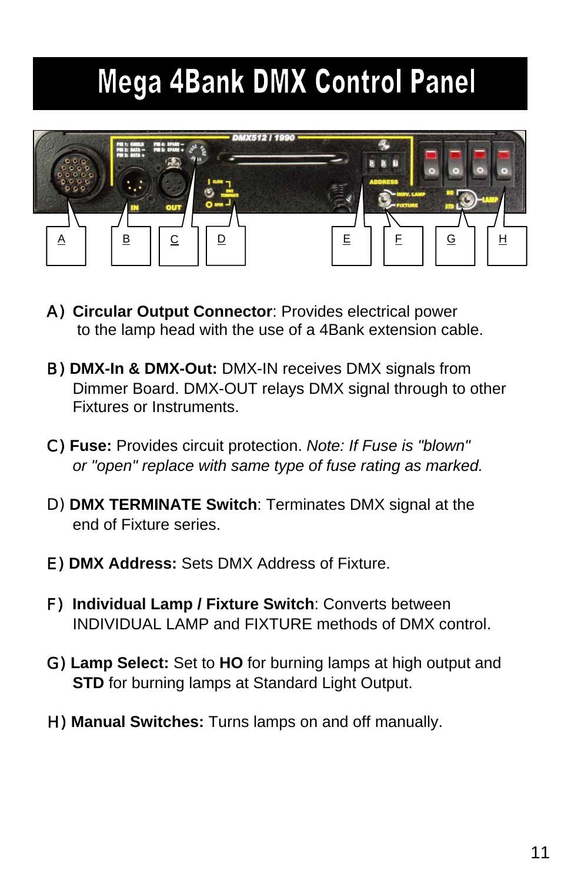# Mega 4Bank DMX Control Panel

A) **Circular Output Connector**: Provides electrical power to the lamp head with the use of a 4Bank extension cable.

B) **DMX-In & DMX-Out:** DMX-IN receives DMX signals from Dimmer Board. DMX-OUT relays DMX signal through to other Fixtures or Instruments.

C) **Fuse:** Provides circuit protection. *Note: If Fuse is "blown" or "open" replace with same type of fuse rating as marked.*

D) **DMX TERMINATE Switch**: Terminates DMX signal at the end of Fixture series.

E) **DMX Address:** Sets DMX Address of Fixture.

F) **Individual Lamp / Fixture Switch**: Converts between INDIVIDUAL LAMP and FIXTURE methods of DMX control.

G) **Lamp Select:** Set to **HO** for burning lamps at high output and **STD** for burning lamps at Standard Light Output.

H) **Manual Switches:** Turns lamps on and off manually.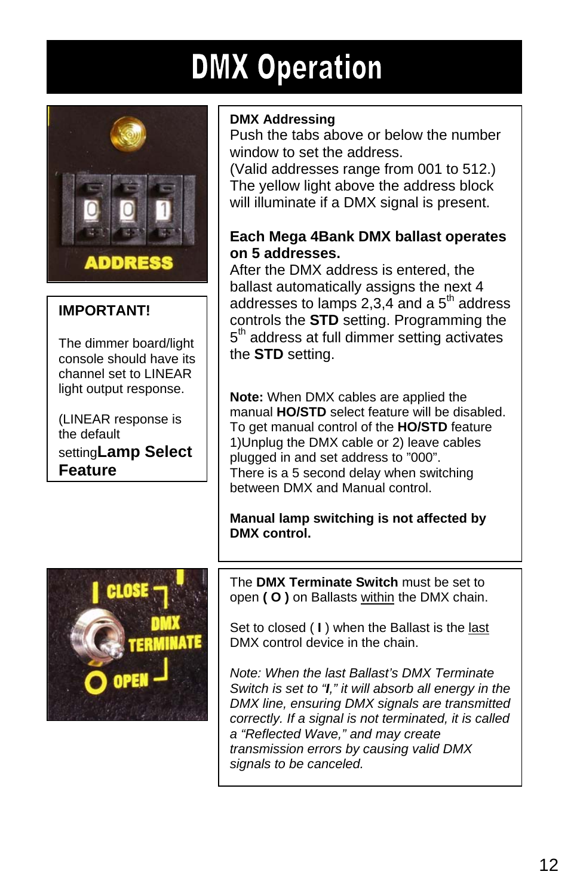# DMX Operation

**IMPORTANT!**

The dimmer board/light console should have its channel set to LINEAR light output response.

(LINEAR response is the default setting**Lamp Select Feature**

**DMX Addressing**
Push the tabs above or below the number window to set the address.
(Valid addresses range from 001 to 512.)
The yellow light above the address block will illuminate if a DMX signal is present.

**Each Mega 4Bank DMX ballast operates on 5 addresses.**
After the DMX address is entered, the ballast automatically assigns the next 4 addresses to lamps 2,3,4 and a 5th address controls the **STD** setting. Programming the 5th address at full dimmer setting activates the **STD** setting.

**Note:** When DMX cables are applied the manual **HO/STD** select feature will be disabled. To get manual control of the **HO/STD** feature 1)Unplug the DMX cable or 2) leave cables plugged in and set address to "000".
There is a 5 second delay when switching between DMX and Manual control.

**Manual lamp switching is not affected by DMX control.**

The **DMX Terminate Switch** must be set to open **( O )** on Ballasts within the DMX chain.

Set to closed ( **I** ) when the Ballast is the last DMX control device in the chain.

*Note: When the last Ballast's DMX Terminate Switch is set to "**I**," it will absorb all energy in the DMX line, ensuring DMX signals are transmitted correctly. If a signal is not terminated, it is called a "Reflected Wave," and may create transmission errors by causing valid DMX signals to be canceled.*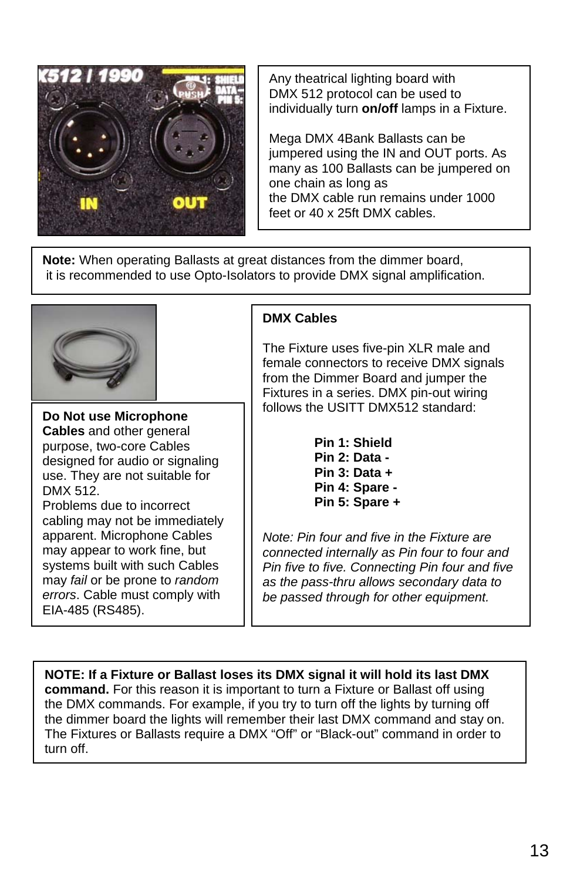Any theatrical lighting board with DMX 512 protocol can be used to individually turn **on/off** lamps in a Fixture.

Mega DMX 4Bank Ballasts can be jumpered using the IN and OUT ports. As many as 100 Ballasts can be jumpered on one chain as long as the DMX cable run remains under 1000 feet or 40 x 25ft DMX cables.

**Note:** When operating Ballasts at great distances from the dimmer board, it is recommended to use Opto-Isolators to provide DMX signal amplification.

**Do Not use Microphone Cables** and other general purpose, two-core Cables designed for audio or signaling use. They are not suitable for DMX 512.
Problems due to incorrect cabling may not be immediately apparent. Microphone Cables may appear to work fine, but systems built with such Cables may *fail* or be prone to *random errors*. Cable must comply with EIA-485 (RS485).

**DMX Cables**

The Fixture uses five-pin XLR male and female connectors to receive DMX signals from the Dimmer Board and jumper the Fixtures in a series. DMX pin-out wiring follows the USITT DMX512 standard:

**Pin 1: Shield**
**Pin 2: Data -**
**Pin 3: Data +**
**Pin 4: Spare -**
**Pin 5: Spare +**

*Note: Pin four and five in the Fixture are connected internally as Pin four to four and Pin five to five. Connecting Pin four and five as the pass-thru allows secondary data to be passed through for other equipment.*

**NOTE: If a Fixture or Ballast loses its DMX signal it will hold its last DMX command.** For this reason it is important to turn a Fixture or Ballast off using the DMX commands. For example, if you try to turn off the lights by turning off the dimmer board the lights will remember their last DMX command and stay on. The Fixtures or Ballasts require a DMX “Off” or “Black-out” command in order to turn off.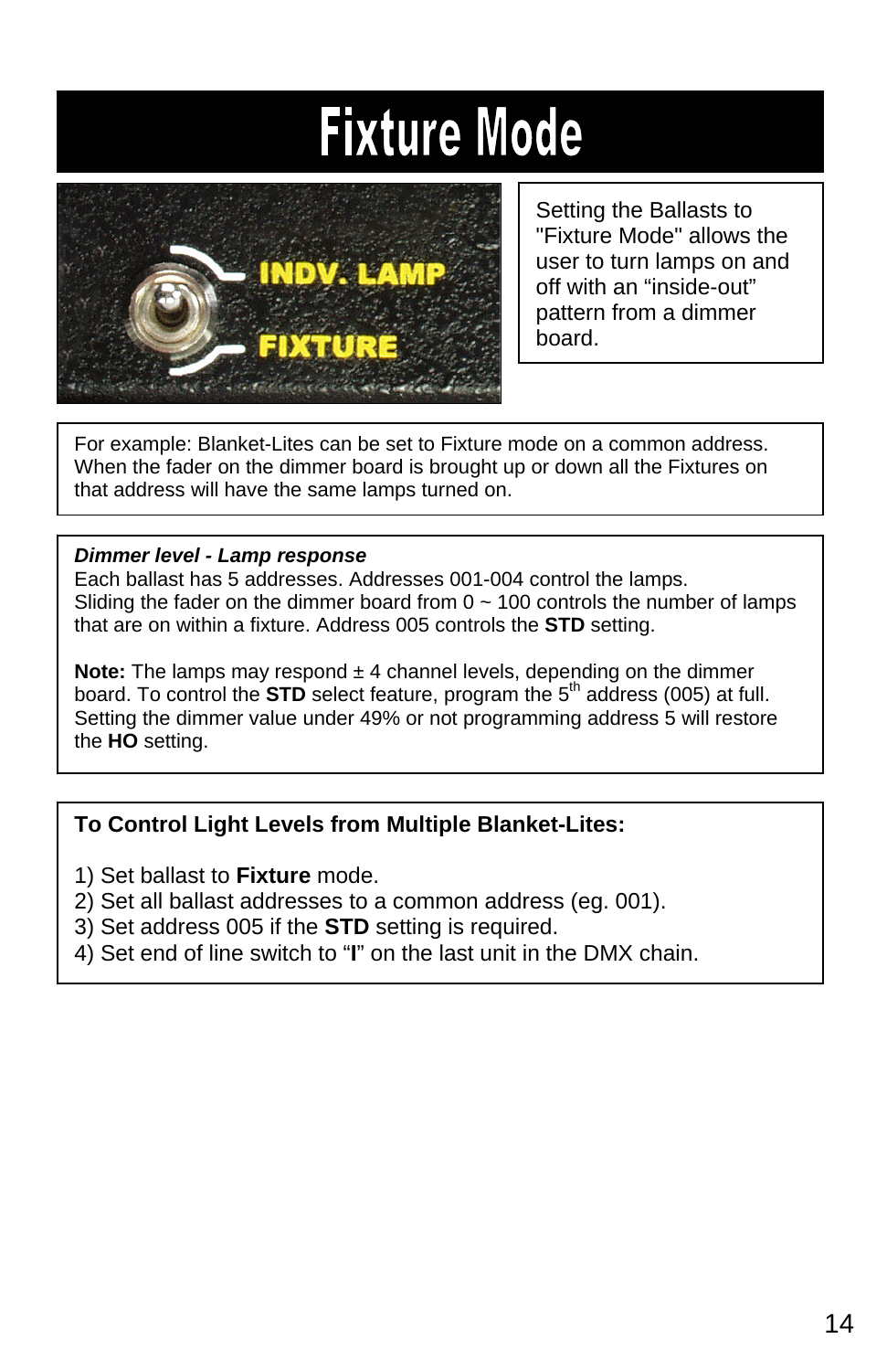# Fixture Mode

INDV. LAMP

FIXTURE

Setting the Ballasts to "Fixture Mode" allows the user to turn lamps on and off with an “inside-out” pattern from a dimmer board.

For example: Blanket-Lites can be set to Fixture mode on a common address. When the fader on the dimmer board is brought up or down all the Fixtures on that address will have the same lamps turned on.

***Dimmer level - Lamp response***

Each ballast has 5 addresses. Addresses 001-004 control the lamps. Sliding the fader on the dimmer board from 0 ~ 100 controls the number of lamps that are on within a fixture. Address 005 controls the **STD** setting.

**Note:** The lamps may respond ± 4 channel levels, depending on the dimmer board. To control the **STD** select feature, program the 5th address (005) at full. Setting the dimmer value under 49% or not programming address 5 will restore the **HO** setting.

**To Control Light Levels from Multiple Blanket-Lites:**

1) Set ballast to **Fixture** mode.
2) Set all ballast addresses to a common address (eg. 001).
3) Set address 005 if the **STD** setting is required.
4) Set end of line switch to “**I**” on the last unit in the DMX chain.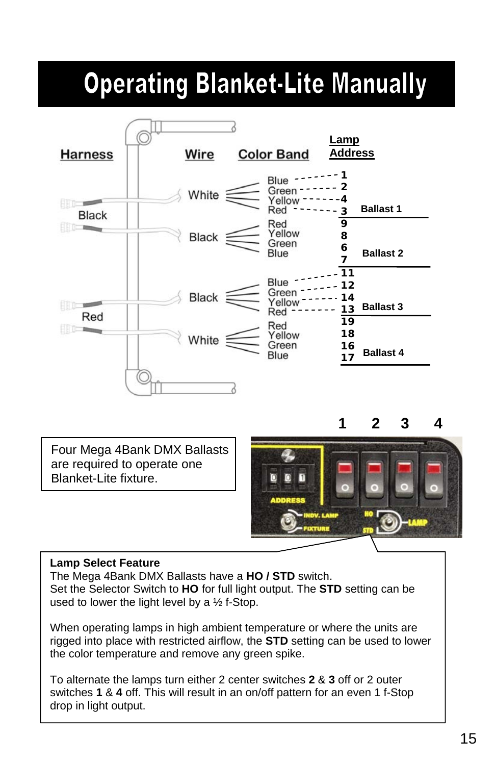# Operating Blanket-Lite Manually

| Harness | Wire | Color Band | Lamp Address | |
|---|---|---|---|---|
| Black | White | Blue | 1 | Ballast 1 |
| | | Green | 2 | |
| | | Yellow | 4 | |
| | | Red | 3 | |
| | Black | Red | 9 | Ballast 2 |
| | | Yellow | 8 | |
| | | Green | 6 | |
| | | Blue | 7 | |
| Red | Black | Blue | 11 | Ballast 3 |
| | | Green | 12 | |
| | | Yellow | 14 | |
| | | Red | 13 | |
| | White | Red | 19 | Ballast 4 |
| | | Yellow | 18 | |
| | | Green | 16 | |
| | | Blue | 17 | |

Four Mega 4Bank DMX Ballasts are required to operate one Blanket-Lite fixture.

1 2 3 4

ADDRESS

INDV. LAMP

FIXTURE

HO

STD

LAMP

**Lamp Select Feature**

The Mega 4Bank DMX Ballasts have a **HO / STD** switch.
Set the Selector Switch to **HO** for full light output. The **STD** setting can be used to lower the light level by a ½ f-Stop.

When operating lamps in high ambient temperature or where the units are rigged into place with restricted airflow, the **STD** setting can be used to lower the color temperature and remove any green spike.

To alternate the lamps turn either 2 center switches **2** & **3** off or 2 outer switches **1** & **4** off. This will result in an on/off pattern for an even 1 f-Stop drop in light output.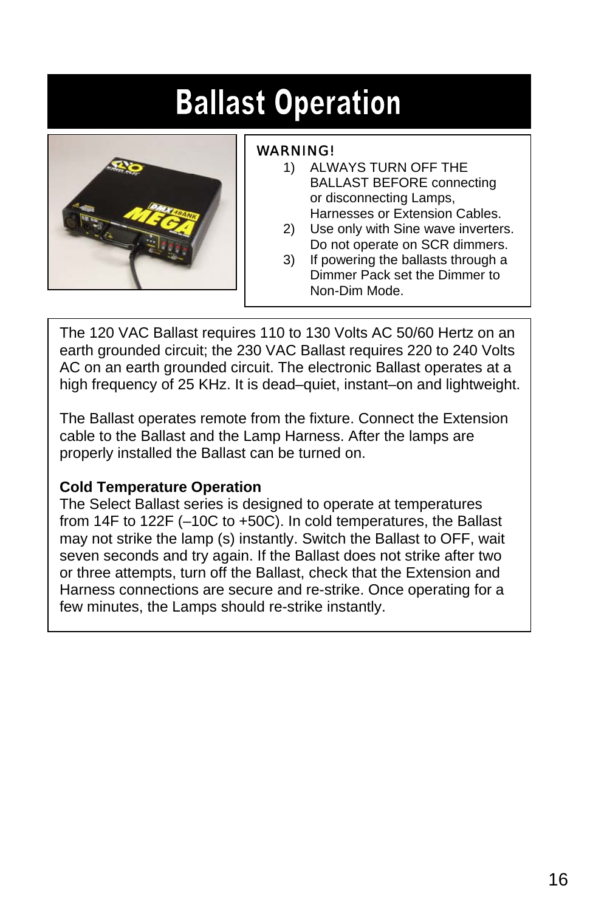# Ballast Operation

**WARNING!**

1) ALWAYS TURN OFF THE BALLAST BEFORE connecting or disconnecting Lamps, Harnesses or Extension Cables.
2) Use only with Sine wave inverters. Do not operate on SCR dimmers.
3) If powering the ballasts through a Dimmer Pack set the Dimmer to Non-Dim Mode.

The 120 VAC Ballast requires 110 to 130 Volts AC 50/60 Hertz on an earth grounded circuit; the 230 VAC Ballast requires 220 to 240 Volts AC on an earth grounded circuit. The electronic Ballast operates at a high frequency of 25 KHz. It is dead–quiet, instant–on and lightweight.

The Ballast operates remote from the fixture. Connect the Extension cable to the Ballast and the Lamp Harness. After the lamps are properly installed the Ballast can be turned on.

**Cold Temperature Operation**

The Select Ballast series is designed to operate at temperatures from 14F to 122F (–10C to +50C). In cold temperatures, the Ballast may not strike the lamp (s) instantly. Switch the Ballast to OFF, wait seven seconds and try again. If the Ballast does not strike after two or three attempts, turn off the Ballast, check that the Extension and Harness connections are secure and re-strike. Once operating for a few minutes, the Lamps should re-strike instantly.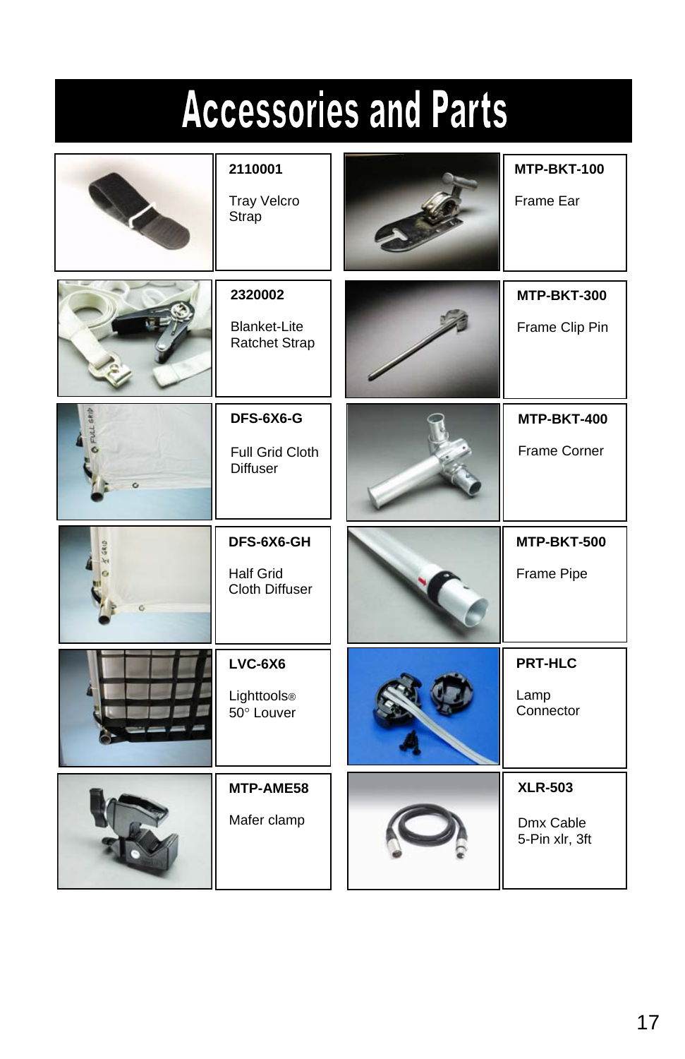# Accessories and Parts

| Part Number | Description |
| --- | --- |
| 2110001 | Tray Velcro Strap |
| MTP-BKT-100 | Frame Ear |
| 2320002 | Blanket-Lite Ratchet Strap |
| MTP-BKT-300 | Frame Clip Pin |
| DFS-6X6-G | Full Grid Cloth Diffuser |
| MTP-BKT-400 | Frame Corner |
| DFS-6X6-GH | Half Grid Cloth Diffuser |
| MTP-BKT-500 | Frame Pipe |
| LVC-6X6 | Lighttools® 50° Louver |
| PRT-HLC | Lamp Connector |
| MTP-AME58 | Mafer clamp |
| XLR-503 | Dmx Cable 5-Pin xlr, 3ft |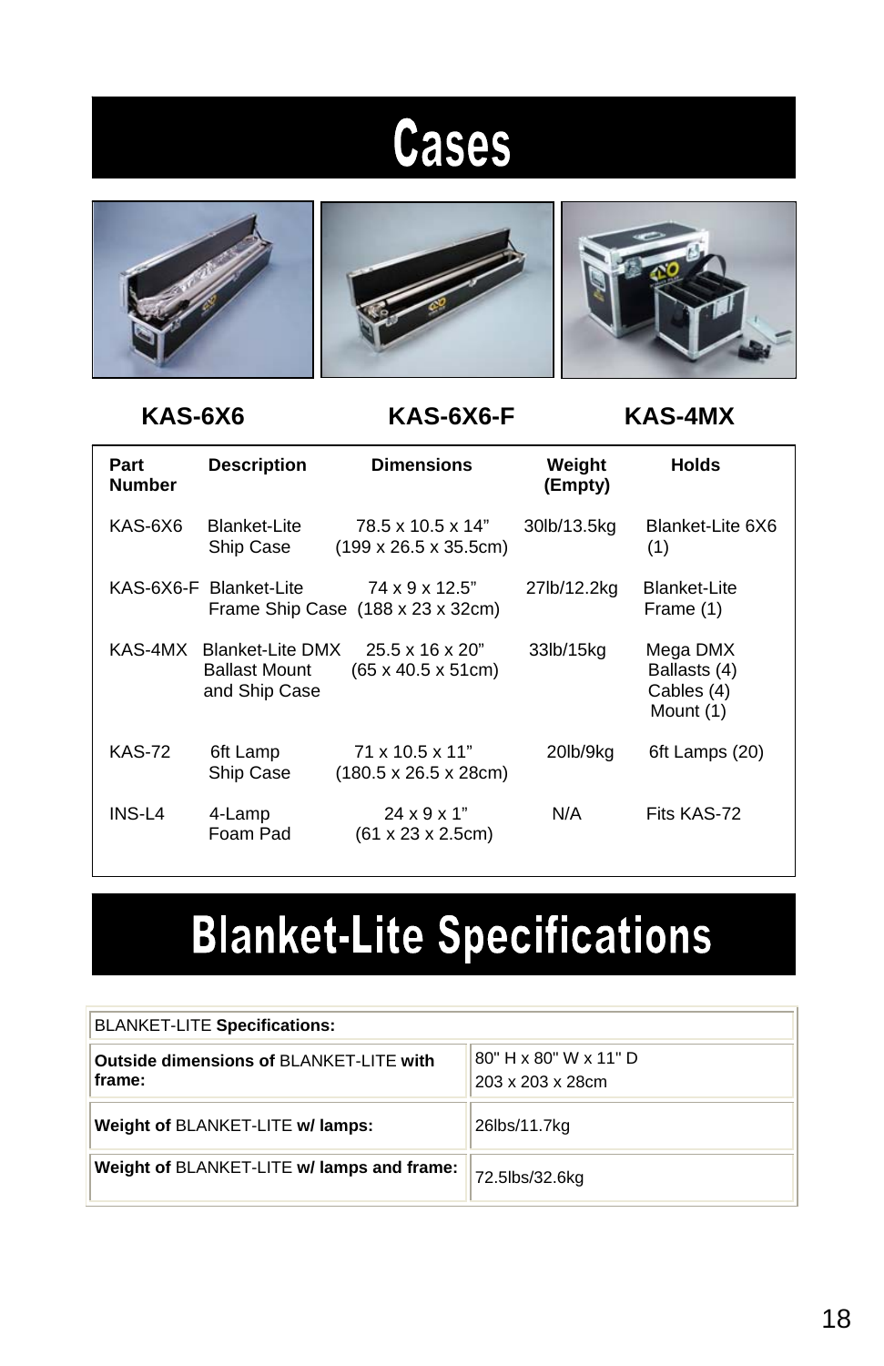# Cases

**KAS-6X6** **KAS-6X6-F** **KAS-4MX**

| Part Number | Description | Dimensions | Weight (Empty) | Holds |
|---|---|---|---|---|
| KAS-6X6 | Blanket-Lite Ship Case | 78.5 x 10.5 x 14” (199 x 26.5 x 35.5cm) | 30lb/13.5kg | Blanket-Lite 6X6 (1) |
| KAS-6X6-F | Blanket-Lite Frame Ship Case | 74 x 9 x 12.5” (188 x 23 x 32cm) | 27lb/12.2kg | Blanket-Lite Frame (1) |
| KAS-4MX | Blanket-Lite DMX Ballast Mount and Ship Case | 25.5 x 16 x 20” (65 x 40.5 x 51cm) | 33lb/15kg | Mega DMX Ballasts (4) Cables (4) Mount (1) |
| KAS-72 | 6ft Lamp Ship Case | 71 x 10.5 x 11” (180.5 x 26.5 x 28cm) | 20lb/9kg | 6ft Lamps (20) |
| INS-L4 | 4-Lamp Foam Pad | 24 x 9 x 1” (61 x 23 x 2.5cm) | N/A | Fits KAS-72 |

# Blanket-Lite Specifications

| BLANKET-LITE **Specifications:** | |
|---|---|
| **Outside dimensions of** BLANKET-LITE **with frame:** | 80" H x 80" W x 11" D<br>203 x 203 x 28cm |
| **Weight of** BLANKET-LITE **w/ lamps:** | 26lbs/11.7kg |
| **Weight of** BLANKET-LITE **w/ lamps and frame:** | 72.5lbs/32.6kg |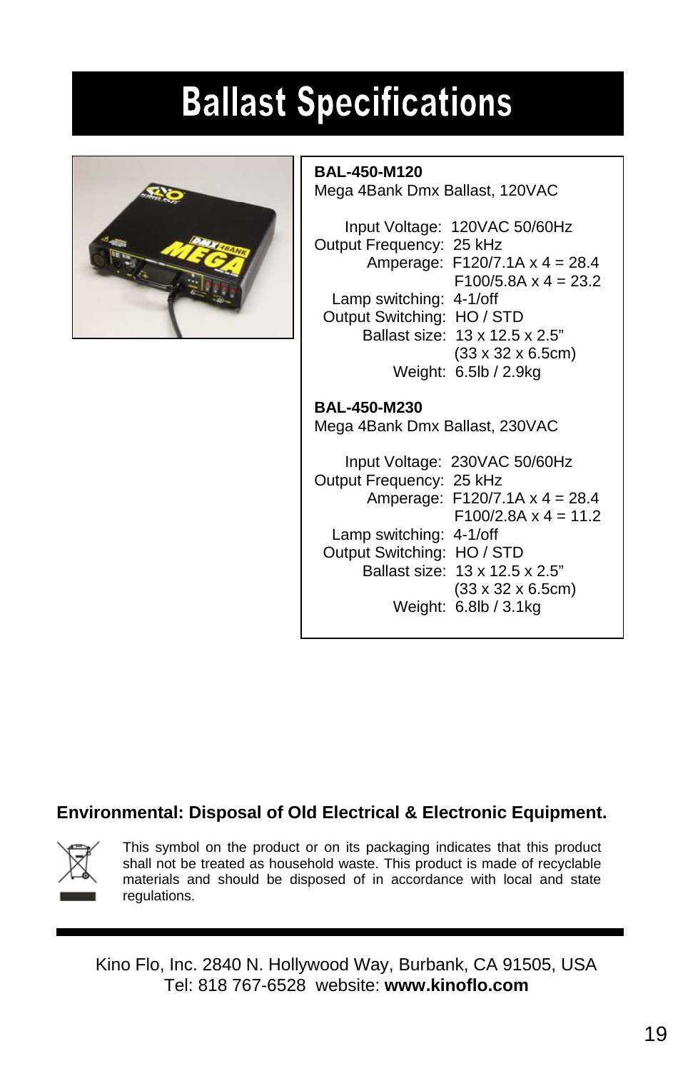# Ballast Specifications

**BAL-450-M120**
Mega 4Bank Dmx Ballast, 120VAC

| | |
|---|---|
| Input Voltage: | 120VAC 50/60Hz |
| Output Frequency: | 25 kHz |
| Amperage: | F120/7.1A x 4 = 28.4<br>F100/5.8A x 4 = 23.2 |
| Lamp switching: | 4-1/off |
| Output Switching: | HO / STD |
| Ballast size: | 13 x 12.5 x 2.5”<br>(33 x 32 x 6.5cm) |
| Weight: | 6.5lb / 2.9kg |

**BAL-450-M230**
Mega 4Bank Dmx Ballast, 230VAC

| | |
|---|---|
| Input Voltage: | 230VAC 50/60Hz |
| Output Frequency: | 25 kHz |
| Amperage: | F120/7.1A x 4 = 28.4<br>F100/2.8A x 4 = 11.2 |
| Lamp switching: | 4-1/off |
| Output Switching: | HO / STD |
| Ballast size: | 13 x 12.5 x 2.5”<br>(33 x 32 x 6.5cm) |
| Weight: | 6.8lb / 3.1kg |

**Environmental: Disposal of Old Electrical & Electronic Equipment.**

This symbol on the product or on its packaging indicates that this product shall not be treated as household waste. This product is made of recyclable materials and should be disposed of in accordance with local and state regulations.

Kino Flo, Inc. 2840 N. Hollywood Way, Burbank, CA 91505, USA
Tel: 818 767-6528 website: **www.kinoflo.com**